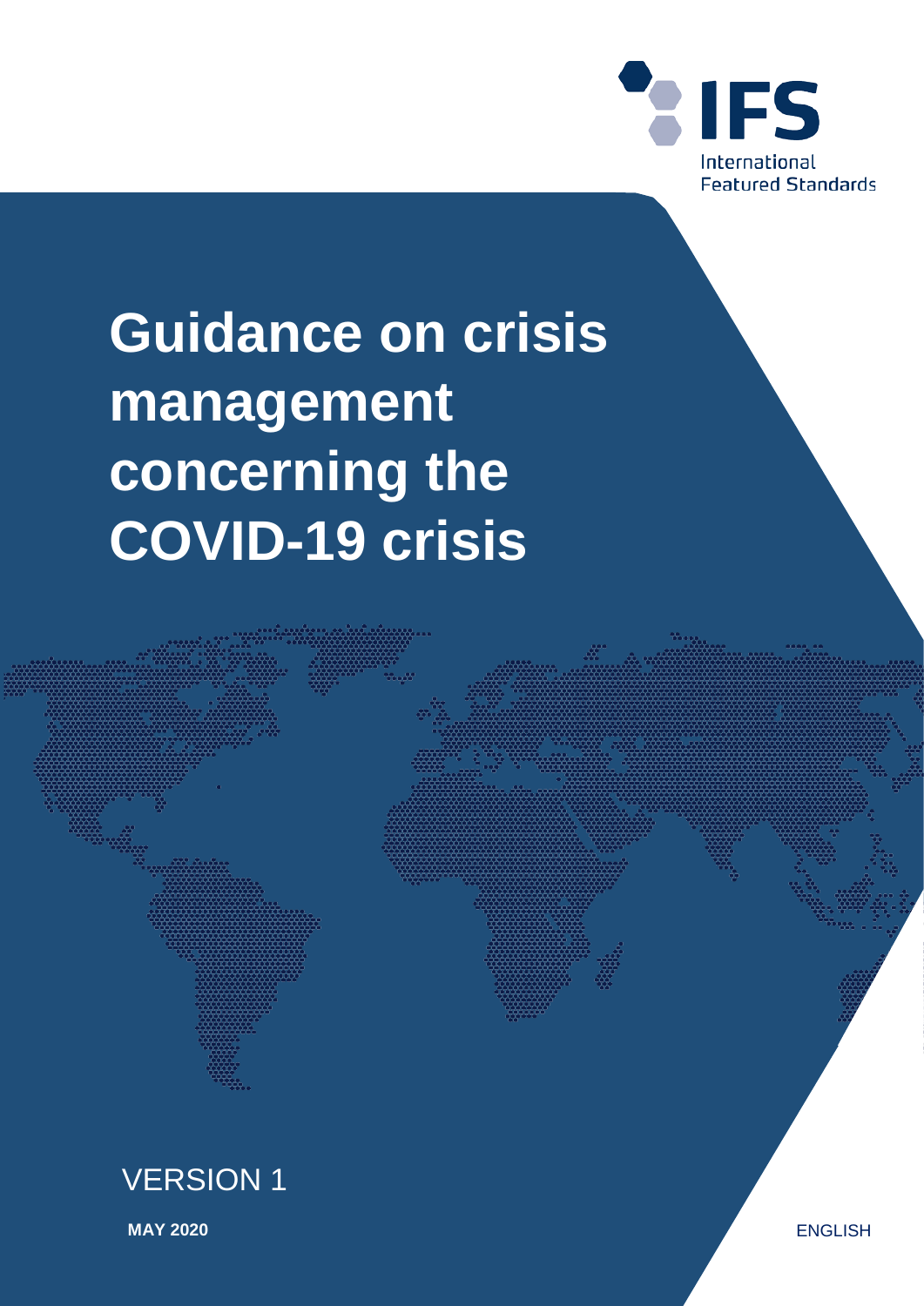IFS

International Featured Standards

# Guidance on crisis management concerning the COVID-19 crisis

VERSION 1

**MAY 2020**

ENGLISH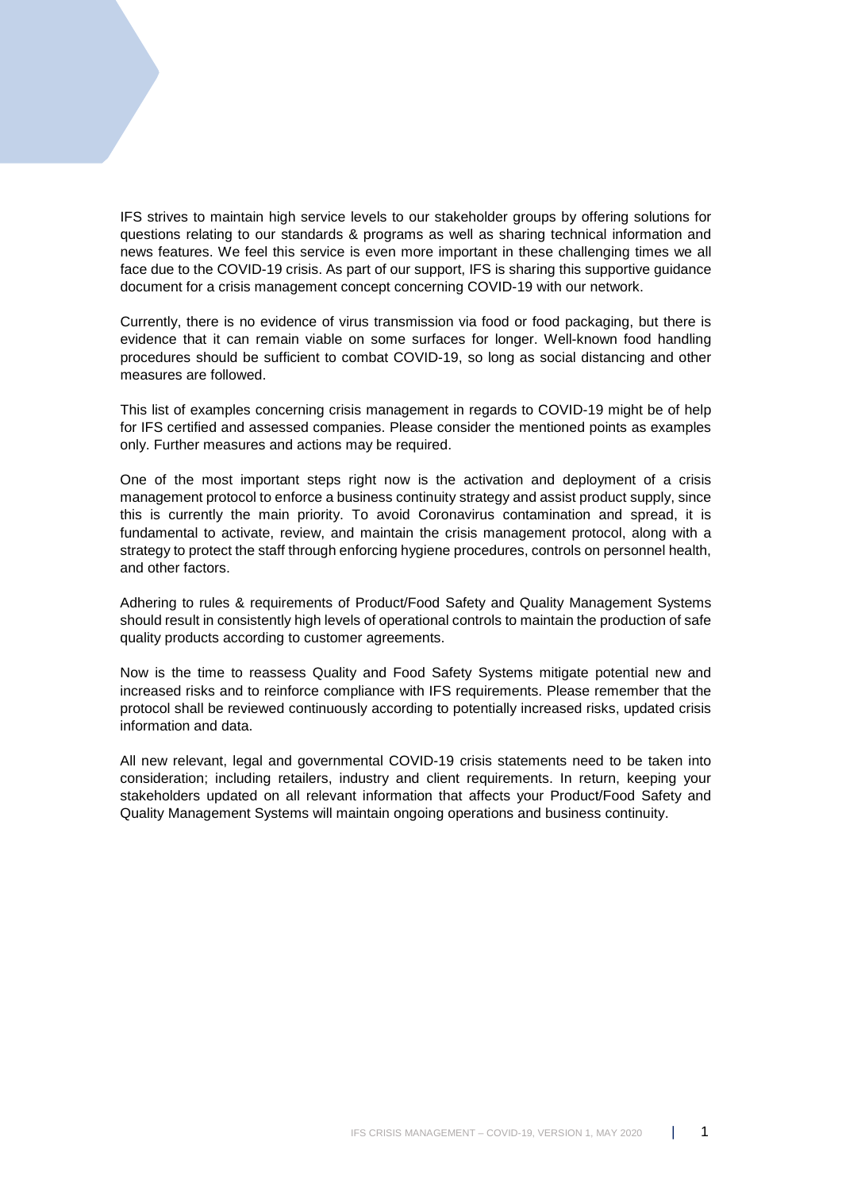IFS strives to maintain high service levels to our stakeholder groups by offering solutions for questions relating to our standards & programs as well as sharing technical information and news features. We feel this service is even more important in these challenging times we all face due to the COVID-19 crisis. As part of our support, IFS is sharing this supportive guidance document for a crisis management concept concerning COVID-19 with our network.

Currently, there is no evidence of virus transmission via food or food packaging, but there is evidence that it can remain viable on some surfaces for longer. Well-known food handling procedures should be sufficient to combat COVID-19, so long as social distancing and other measures are followed.

This list of examples concerning crisis management in regards to COVID-19 might be of help for IFS certified and assessed companies. Please consider the mentioned points as examples only. Further measures and actions may be required.

One of the most important steps right now is the activation and deployment of a crisis management protocol to enforce a business continuity strategy and assist product supply, since this is currently the main priority. To avoid Coronavirus contamination and spread, it is fundamental to activate, review, and maintain the crisis management protocol, along with a strategy to protect the staff through enforcing hygiene procedures, controls on personnel health, and other factors.

Adhering to rules & requirements of Product/Food Safety and Quality Management Systems should result in consistently high levels of operational controls to maintain the production of safe quality products according to customer agreements.

Now is the time to reassess Quality and Food Safety Systems mitigate potential new and increased risks and to reinforce compliance with IFS requirements. Please remember that the protocol shall be reviewed continuously according to potentially increased risks, updated crisis information and data.

All new relevant, legal and governmental COVID-19 crisis statements need to be taken into consideration; including retailers, industry and client requirements. In return, keeping your stakeholders updated on all relevant information that affects your Product/Food Safety and Quality Management Systems will maintain ongoing operations and business continuity.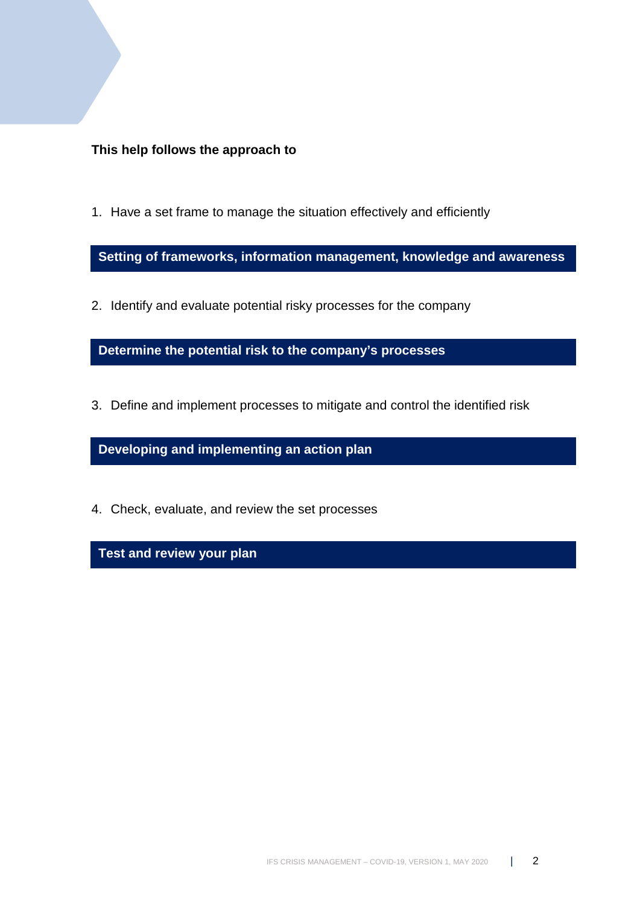**This help follows the approach to**

1. Have a set frame to manage the situation effectively and efficiently

**Setting of frameworks, information management, knowledge and awareness**

2. Identify and evaluate potential risky processes for the company

**Determine the potential risk to the company's processes**

3. Define and implement processes to mitigate and control the identified risk

**Developing and implementing an action plan**

4. Check, evaluate, and review the set processes

**Test and review your plan**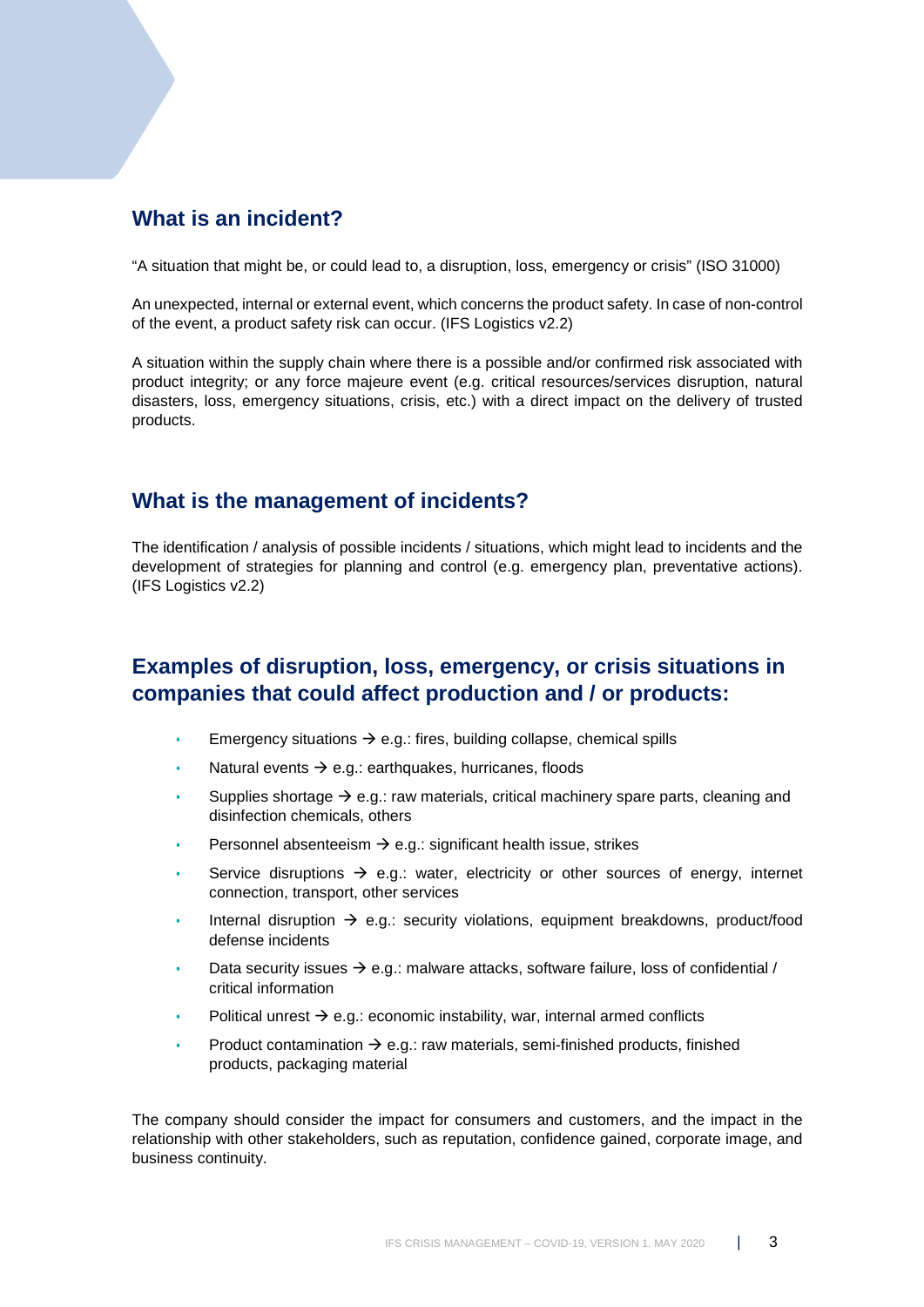## What is an incident?

"A situation that might be, or could lead to, a disruption, loss, emergency or crisis" (ISO 31000)

An unexpected, internal or external event, which concerns the product safety. In case of non-control of the event, a product safety risk can occur. (IFS Logistics v2.2)

A situation within the supply chain where there is a possible and/or confirmed risk associated with product integrity; or any force majeure event (e.g. critical resources/services disruption, natural disasters, loss, emergency situations, crisis, etc.) with a direct impact on the delivery of trusted products.

## What is the management of incidents?

The identification / analysis of possible incidents / situations, which might lead to incidents and the development of strategies for planning and control (e.g. emergency plan, preventative actions). (IFS Logistics v2.2)

## Examples of disruption, loss, emergency, or crisis situations in companies that could affect production and / or products:

- Emergency situations → e.g.: fires, building collapse, chemical spills
- Natural events → e.g.: earthquakes, hurricanes, floods
- Supplies shortage → e.g.: raw materials, critical machinery spare parts, cleaning and disinfection chemicals, others
- Personnel absenteeism → e.g.: significant health issue, strikes
- Service disruptions → e.g.: water, electricity or other sources of energy, internet connection, transport, other services
- Internal disruption → e.g.: security violations, equipment breakdowns, product/food defense incidents
- Data security issues → e.g.: malware attacks, software failure, loss of confidential / critical information
- Political unrest → e.g.: economic instability, war, internal armed conflicts
- Product contamination → e.g.: raw materials, semi-finished products, finished products, packaging material

The company should consider the impact for consumers and customers, and the impact in the relationship with other stakeholders, such as reputation, confidence gained, corporate image, and business continuity.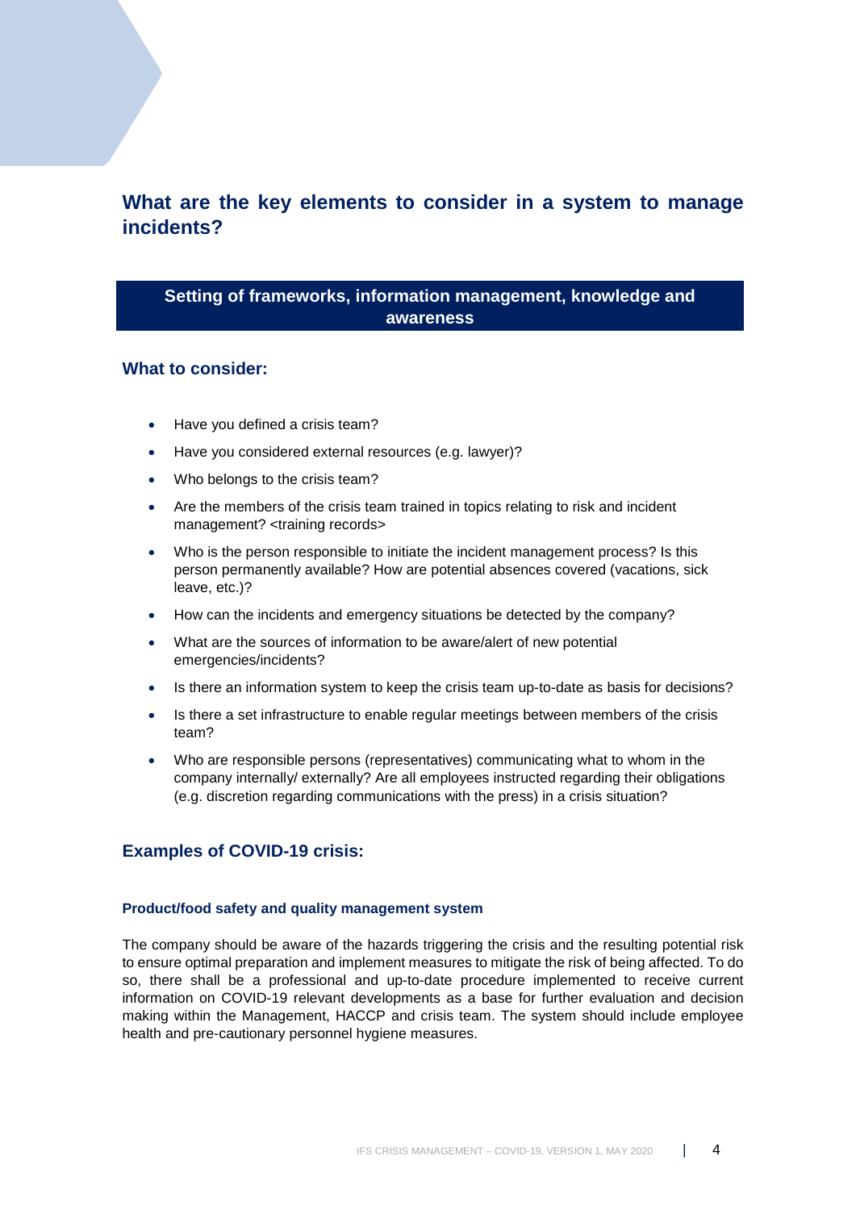## What are the key elements to consider in a system to manage incidents?

### Setting of frameworks, information management, knowledge and awareness

### What to consider:

- Have you defined a crisis team?
- Have you considered external resources (e.g. lawyer)?
- Who belongs to the crisis team?
- Are the members of the crisis team trained in topics relating to risk and incident management? <training records>
- Who is the person responsible to initiate the incident management process? Is this person permanently available? How are potential absences covered (vacations, sick leave, etc.)?
- How can the incidents and emergency situations be detected by the company?
- What are the sources of information to be aware/alert of new potential emergencies/incidents?
- Is there an information system to keep the crisis team up-to-date as basis for decisions?
- Is there a set infrastructure to enable regular meetings between members of the crisis team?
- Who are responsible persons (representatives) communicating what to whom in the company internally/ externally? Are all employees instructed regarding their obligations (e.g. discretion regarding communications with the press) in a crisis situation?

### Examples of COVID-19 crisis:

#### Product/food safety and quality management system

The company should be aware of the hazards triggering the crisis and the resulting potential risk to ensure optimal preparation and implement measures to mitigate the risk of being affected. To do so, there shall be a professional and up-to-date procedure implemented to receive current information on COVID-19 relevant developments as a base for further evaluation and decision making within the Management, HACCP and crisis team. The system should include employee health and pre-cautionary personnel hygiene measures.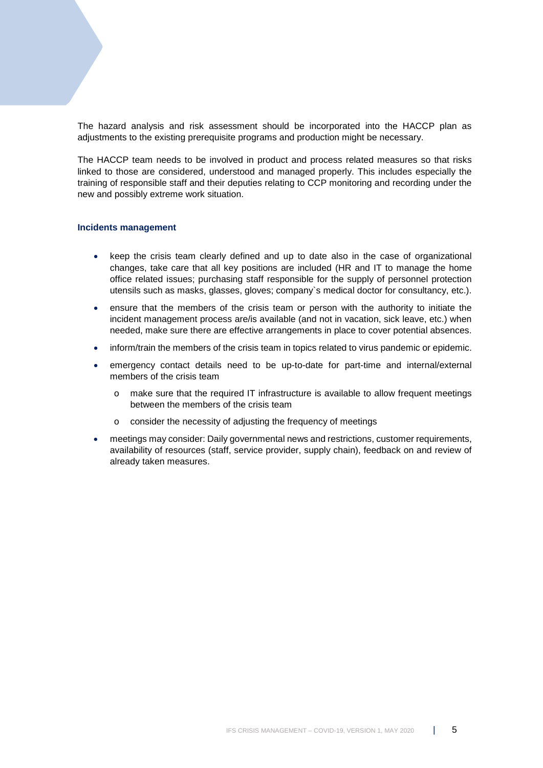The hazard analysis and risk assessment should be incorporated into the HACCP plan as adjustments to the existing prerequisite programs and production might be necessary.

The HACCP team needs to be involved in product and process related measures so that risks linked to those are considered, understood and managed properly. This includes especially the training of responsible staff and their deputies relating to CCP monitoring and recording under the new and possibly extreme work situation.

**Incidents management**

- keep the crisis team clearly defined and up to date also in the case of organizational changes, take care that all key positions are included (HR and IT to manage the home office related issues; purchasing staff responsible for the supply of personnel protection utensils such as masks, glasses, gloves; company`s medical doctor for consultancy, etc.).
- ensure that the members of the crisis team or person with the authority to initiate the incident management process are/is available (and not in vacation, sick leave, etc.) when needed, make sure there are effective arrangements in place to cover potential absences.
- inform/train the members of the crisis team in topics related to virus pandemic or epidemic.
- emergency contact details need to be up-to-date for part-time and internal/external members of the crisis team
  - make sure that the required IT infrastructure is available to allow frequent meetings between the members of the crisis team
  - consider the necessity of adjusting the frequency of meetings
- meetings may consider: Daily governmental news and restrictions, customer requirements, availability of resources (staff, service provider, supply chain), feedback on and review of already taken measures.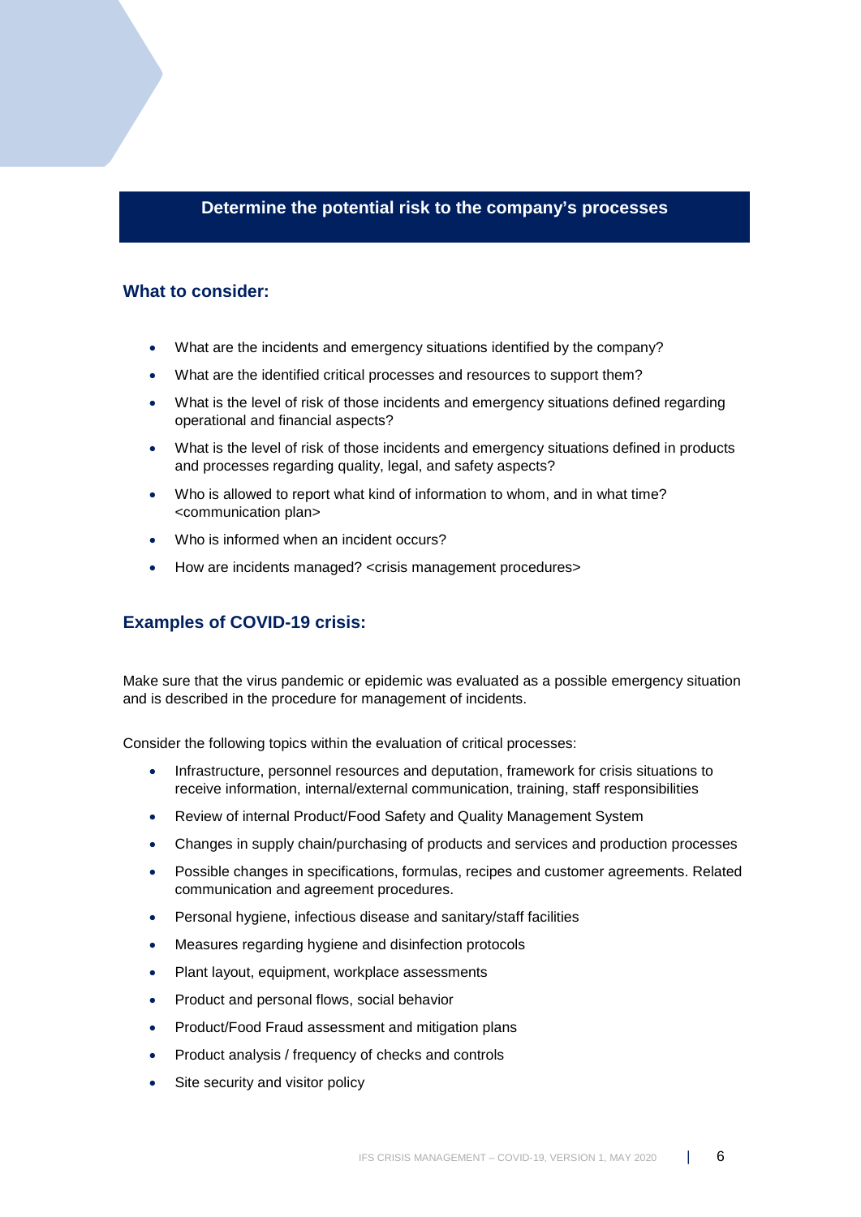## Determine the potential risk to the company's processes

### What to consider:

- What are the incidents and emergency situations identified by the company?
- What are the identified critical processes and resources to support them?
- What is the level of risk of those incidents and emergency situations defined regarding operational and financial aspects?
- What is the level of risk of those incidents and emergency situations defined in products and processes regarding quality, legal, and safety aspects?
- Who is allowed to report what kind of information to whom, and in what time? <communication plan>
- Who is informed when an incident occurs?
- How are incidents managed? <crisis management procedures>

### Examples of COVID-19 crisis:

Make sure that the virus pandemic or epidemic was evaluated as a possible emergency situation and is described in the procedure for management of incidents.

Consider the following topics within the evaluation of critical processes:

- Infrastructure, personnel resources and deputation, framework for crisis situations to receive information, internal/external communication, training, staff responsibilities
- Review of internal Product/Food Safety and Quality Management System
- Changes in supply chain/purchasing of products and services and production processes
- Possible changes in specifications, formulas, recipes and customer agreements. Related communication and agreement procedures.
- Personal hygiene, infectious disease and sanitary/staff facilities
- Measures regarding hygiene and disinfection protocols
- Plant layout, equipment, workplace assessments
- Product and personal flows, social behavior
- Product/Food Fraud assessment and mitigation plans
- Product analysis / frequency of checks and controls
- Site security and visitor policy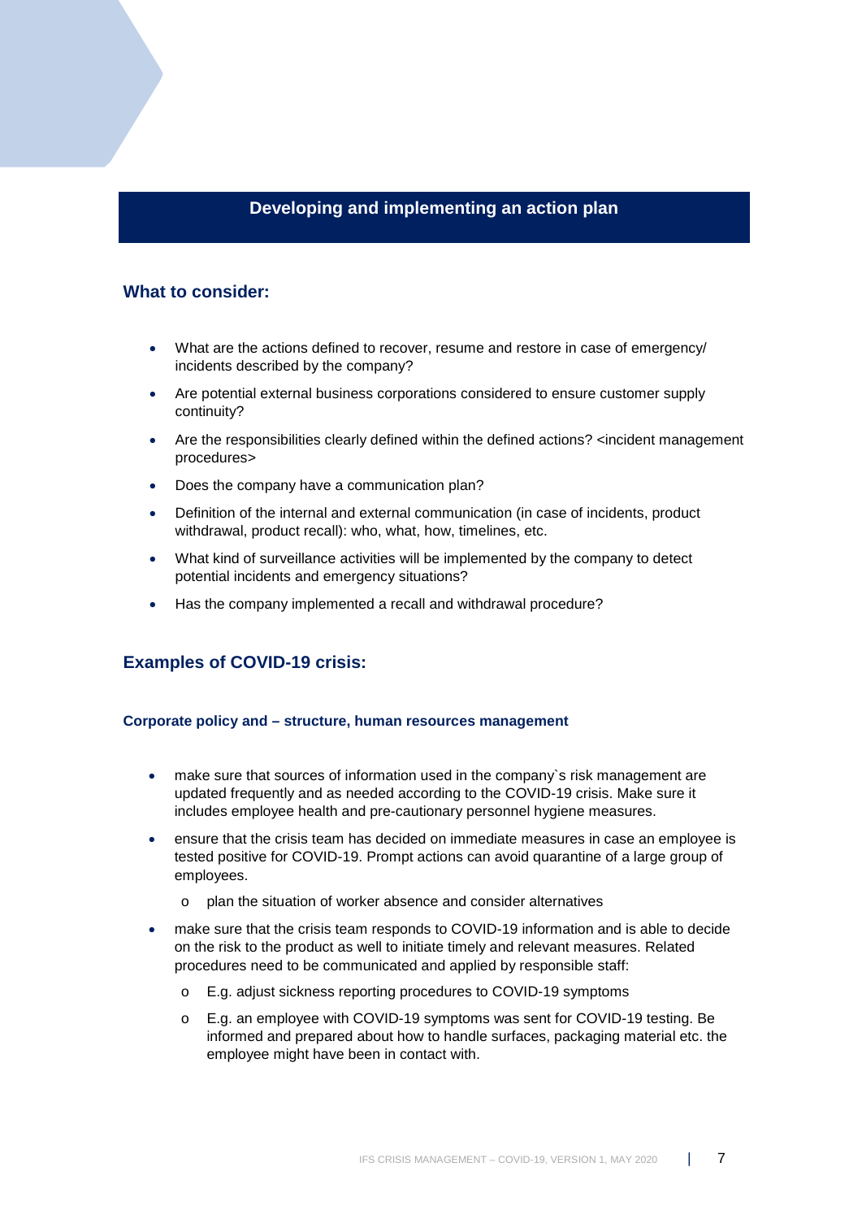## Developing and implementing an action plan

### What to consider:

- What are the actions defined to recover, resume and restore in case of emergency/ incidents described by the company?
- Are potential external business corporations considered to ensure customer supply continuity?
- Are the responsibilities clearly defined within the defined actions? <incident management procedures>
- Does the company have a communication plan?
- Definition of the internal and external communication (in case of incidents, product withdrawal, product recall): who, what, how, timelines, etc.
- What kind of surveillance activities will be implemented by the company to detect potential incidents and emergency situations?
- Has the company implemented a recall and withdrawal procedure?

### Examples of COVID-19 crisis:

#### Corporate policy and – structure, human resources management

- make sure that sources of information used in the company`s risk management are updated frequently and as needed according to the COVID-19 crisis. Make sure it includes employee health and pre-cautionary personnel hygiene measures.
- ensure that the crisis team has decided on immediate measures in case an employee is tested positive for COVID-19. Prompt actions can avoid quarantine of a large group of employees.
  - plan the situation of worker absence and consider alternatives
- make sure that the crisis team responds to COVID-19 information and is able to decide on the risk to the product as well to initiate timely and relevant measures. Related procedures need to be communicated and applied by responsible staff:
  - E.g. adjust sickness reporting procedures to COVID-19 symptoms
  - E.g. an employee with COVID-19 symptoms was sent for COVID-19 testing. Be informed and prepared about how to handle surfaces, packaging material etc. the employee might have been in contact with.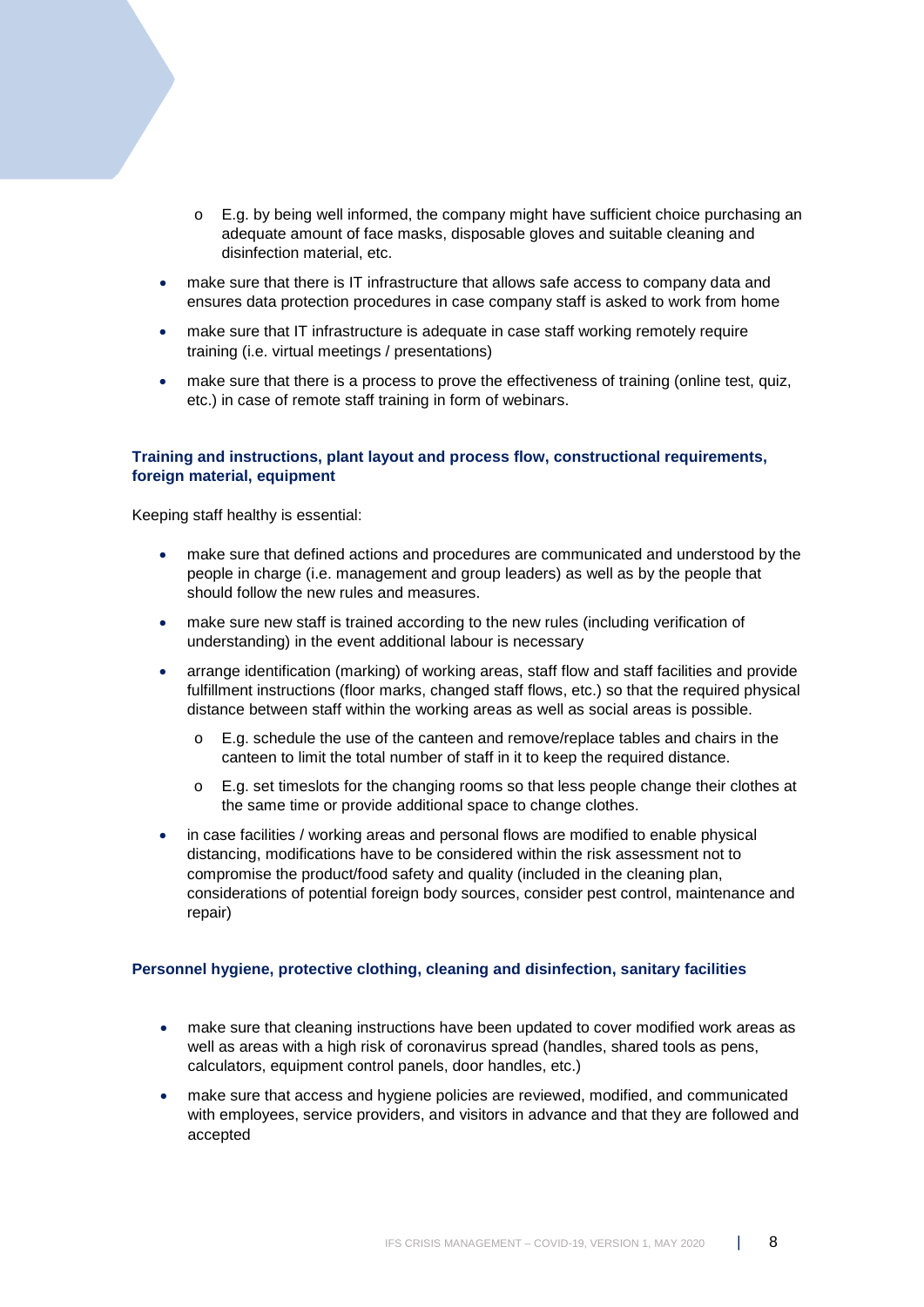- E.g. by being well informed, the company might have sufficient choice purchasing an adequate amount of face masks, disposable gloves and suitable cleaning and disinfection material, etc.
- make sure that there is IT infrastructure that allows safe access to company data and ensures data protection procedures in case company staff is asked to work from home
- make sure that IT infrastructure is adequate in case staff working remotely require training (i.e. virtual meetings / presentations)
- make sure that there is a process to prove the effectiveness of training (online test, quiz, etc.) in case of remote staff training in form of webinars.

#### Training and instructions, plant layout and process flow, constructional requirements, foreign material, equipment

Keeping staff healthy is essential:

- make sure that defined actions and procedures are communicated and understood by the people in charge (i.e. management and group leaders) as well as by the people that should follow the new rules and measures.
- make sure new staff is trained according to the new rules (including verification of understanding) in the event additional labour is necessary
- arrange identification (marking) of working areas, staff flow and staff facilities and provide fulfillment instructions (floor marks, changed staff flows, etc.) so that the required physical distance between staff within the working areas as well as social areas is possible.
  - E.g. schedule the use of the canteen and remove/replace tables and chairs in the canteen to limit the total number of staff in it to keep the required distance.
  - E.g. set timeslots for the changing rooms so that less people change their clothes at the same time or provide additional space to change clothes.
- in case facilities / working areas and personal flows are modified to enable physical distancing, modifications have to be considered within the risk assessment not to compromise the product/food safety and quality (included in the cleaning plan, considerations of potential foreign body sources, consider pest control, maintenance and repair)

#### Personnel hygiene, protective clothing, cleaning and disinfection, sanitary facilities

- make sure that cleaning instructions have been updated to cover modified work areas as well as areas with a high risk of coronavirus spread (handles, shared tools as pens, calculators, equipment control panels, door handles, etc.)
- make sure that access and hygiene policies are reviewed, modified, and communicated with employees, service providers, and visitors in advance and that they are followed and accepted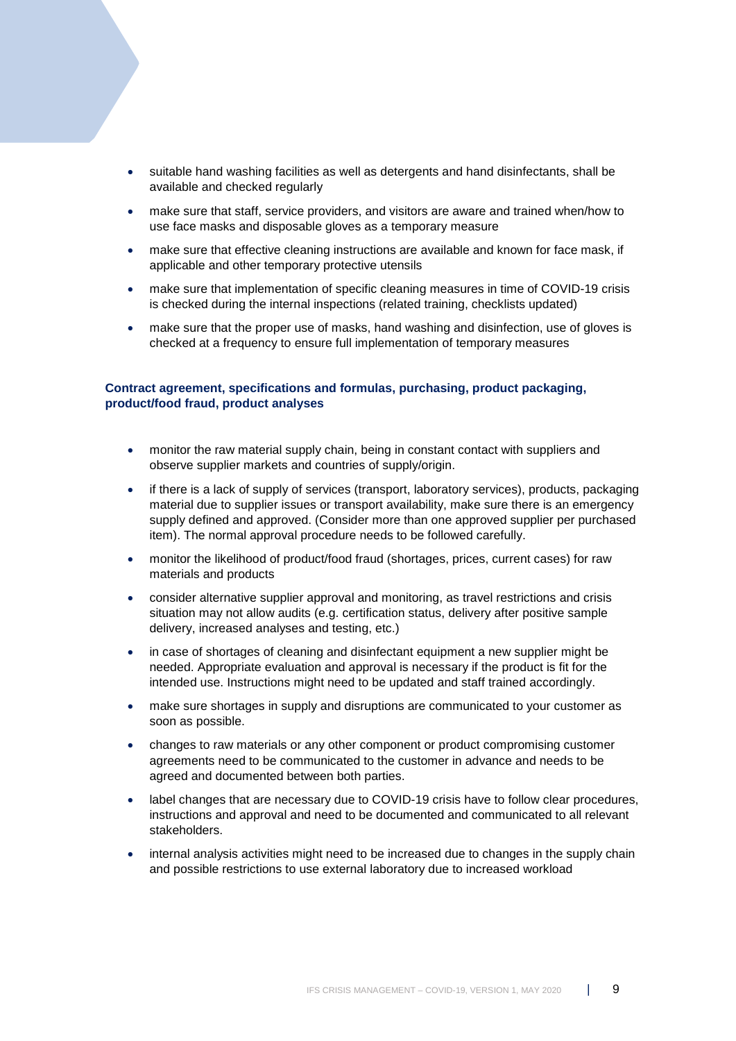- suitable hand washing facilities as well as detergents and hand disinfectants, shall be available and checked regularly
- make sure that staff, service providers, and visitors are aware and trained when/how to use face masks and disposable gloves as a temporary measure
- make sure that effective cleaning instructions are available and known for face mask, if applicable and other temporary protective utensils
- make sure that implementation of specific cleaning measures in time of COVID-19 crisis is checked during the internal inspections (related training, checklists updated)
- make sure that the proper use of masks, hand washing and disinfection, use of gloves is checked at a frequency to ensure full implementation of temporary measures

**Contract agreement, specifications and formulas, purchasing, product packaging, product/food fraud, product analyses**

- monitor the raw material supply chain, being in constant contact with suppliers and observe supplier markets and countries of supply/origin.
- if there is a lack of supply of services (transport, laboratory services), products, packaging material due to supplier issues or transport availability, make sure there is an emergency supply defined and approved. (Consider more than one approved supplier per purchased item). The normal approval procedure needs to be followed carefully.
- monitor the likelihood of product/food fraud (shortages, prices, current cases) for raw materials and products
- consider alternative supplier approval and monitoring, as travel restrictions and crisis situation may not allow audits (e.g. certification status, delivery after positive sample delivery, increased analyses and testing, etc.)
- in case of shortages of cleaning and disinfectant equipment a new supplier might be needed. Appropriate evaluation and approval is necessary if the product is fit for the intended use. Instructions might need to be updated and staff trained accordingly.
- make sure shortages in supply and disruptions are communicated to your customer as soon as possible.
- changes to raw materials or any other component or product compromising customer agreements need to be communicated to the customer in advance and needs to be agreed and documented between both parties.
- label changes that are necessary due to COVID-19 crisis have to follow clear procedures, instructions and approval and need to be documented and communicated to all relevant stakeholders.
- internal analysis activities might need to be increased due to changes in the supply chain and possible restrictions to use external laboratory due to increased workload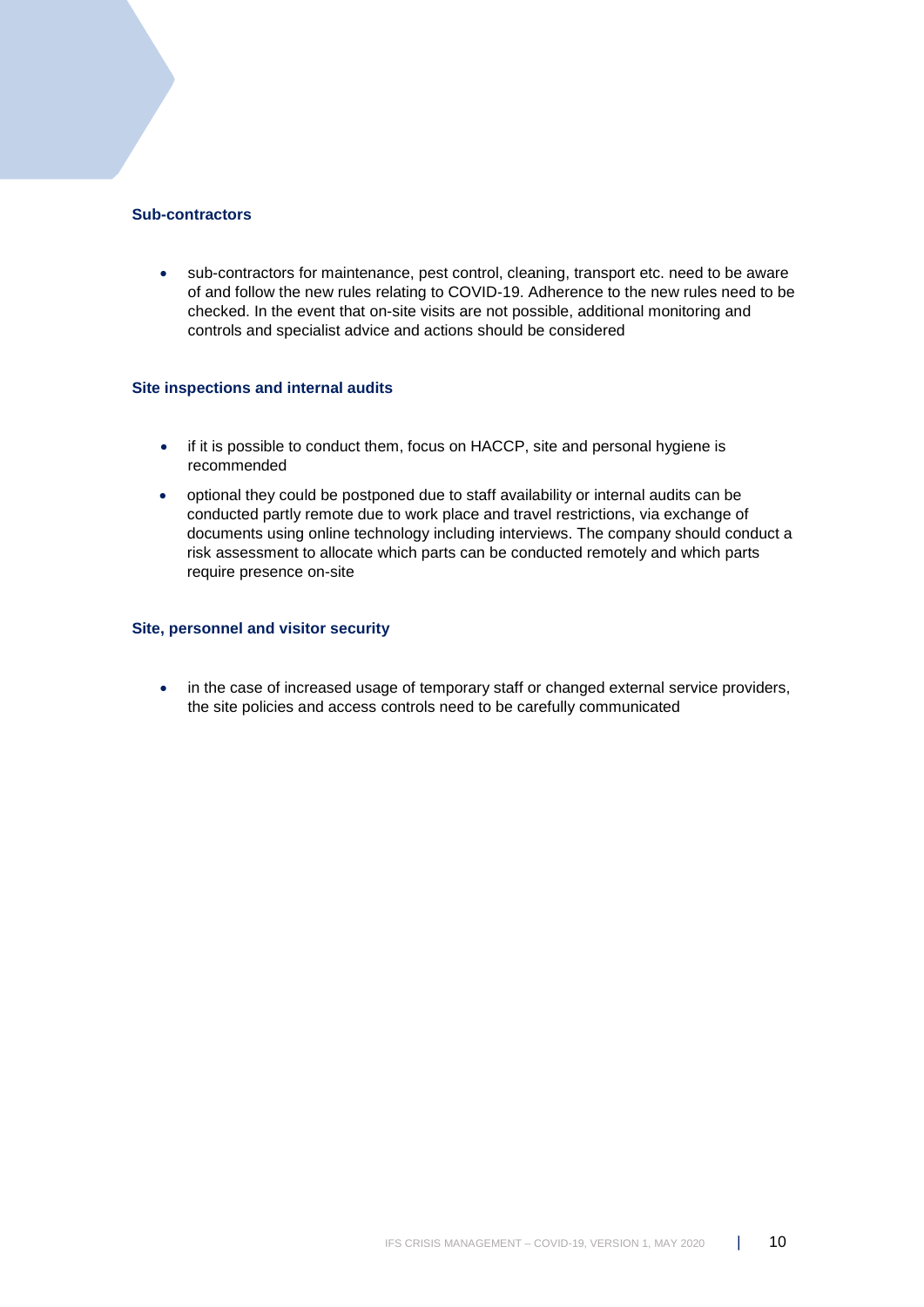### Sub-contractors

- sub-contractors for maintenance, pest control, cleaning, transport etc. need to be aware of and follow the new rules relating to COVID-19. Adherence to the new rules need to be checked. In the event that on-site visits are not possible, additional monitoring and controls and specialist advice and actions should be considered

### Site inspections and internal audits

- if it is possible to conduct them, focus on HACCP, site and personal hygiene is recommended
- optional they could be postponed due to staff availability or internal audits can be conducted partly remote due to work place and travel restrictions, via exchange of documents using online technology including interviews. The company should conduct a risk assessment to allocate which parts can be conducted remotely and which parts require presence on-site

### Site, personnel and visitor security

- in the case of increased usage of temporary staff or changed external service providers, the site policies and access controls need to be carefully communicated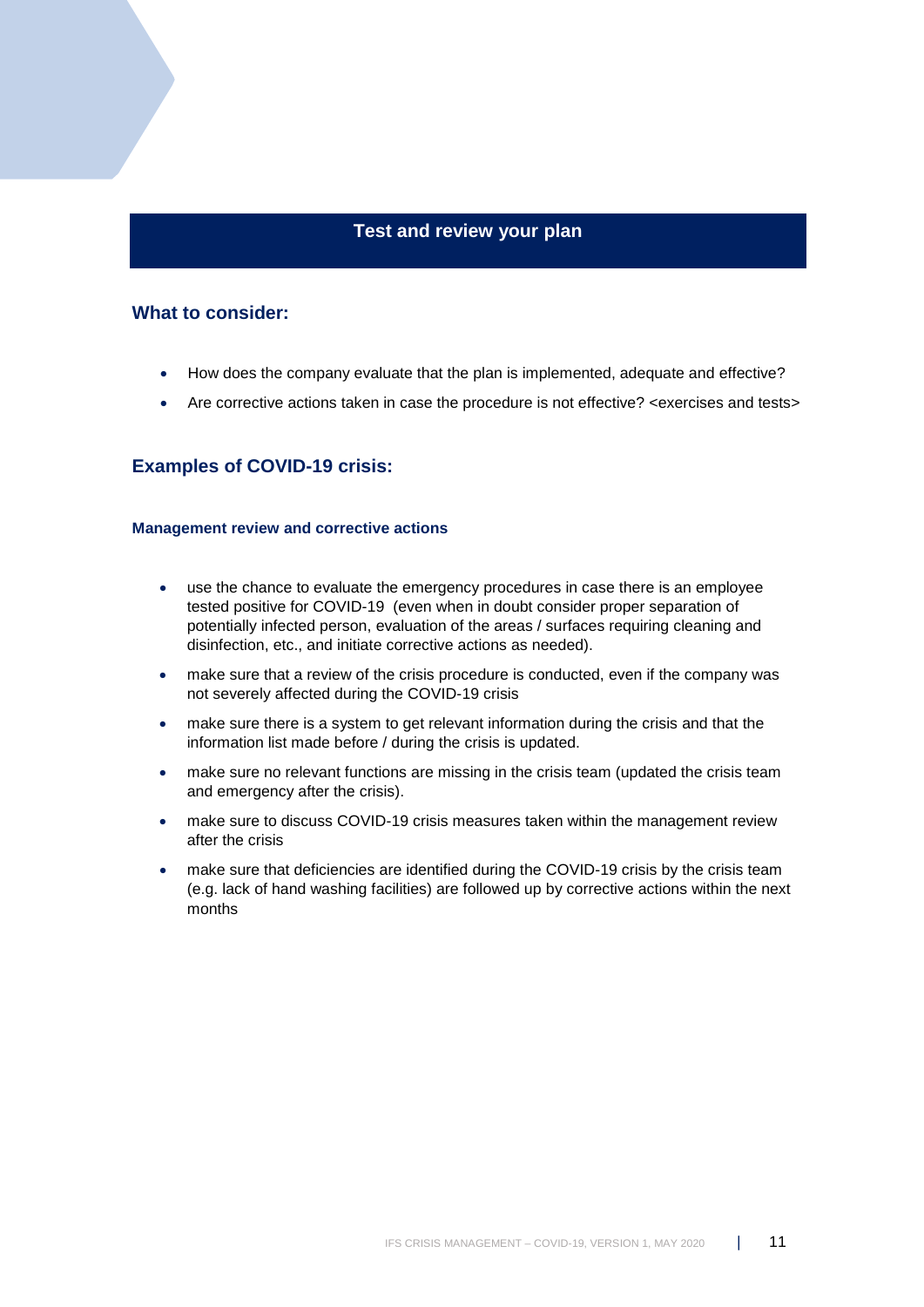## Test and review your plan

### What to consider:

- How does the company evaluate that the plan is implemented, adequate and effective?
- Are corrective actions taken in case the procedure is not effective? <exercises and tests>

### Examples of COVID-19 crisis:

#### Management review and corrective actions

- use the chance to evaluate the emergency procedures in case there is an employee tested positive for COVID-19 (even when in doubt consider proper separation of potentially infected person, evaluation of the areas / surfaces requiring cleaning and disinfection, etc., and initiate corrective actions as needed).
- make sure that a review of the crisis procedure is conducted, even if the company was not severely affected during the COVID-19 crisis
- make sure there is a system to get relevant information during the crisis and that the information list made before / during the crisis is updated.
- make sure no relevant functions are missing in the crisis team (updated the crisis team and emergency after the crisis).
- make sure to discuss COVID-19 crisis measures taken within the management review after the crisis
- make sure that deficiencies are identified during the COVID-19 crisis by the crisis team (e.g. lack of hand washing facilities) are followed up by corrective actions within the next months